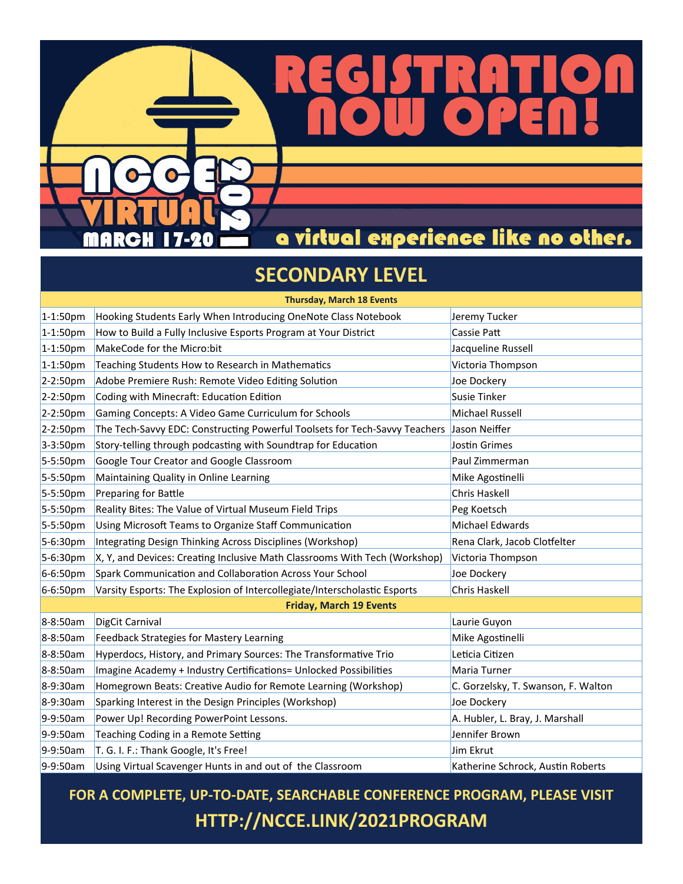# REGISTRATION NOW OPEN!

NCCE VIRTUAL 2021

MARCH 17-20

a virtual experience like no other.

## SECONDARY LEVEL

| Thursday, March 18 Events | | |
|---|---|---|
| 1-1:50pm | Hooking Students Early When Introducing OneNote Class Notebook | Jeremy Tucker |
| 1-1:50pm | How to Build a Fully Inclusive Esports Program at Your District | Cassie Patt |
| 1-1:50pm | MakeCode for the Micro:bit | Jacqueline Russell |
| 1-1:50pm | Teaching Students How to Research in Mathematics | Victoria Thompson |
| 2-2:50pm | Adobe Premiere Rush: Remote Video Editing Solution | Joe Dockery |
| 2-2:50pm | Coding with Minecraft: Education Edition | Susie Tinker |
| 2-2:50pm | Gaming Concepts: A Video Game Curriculum for Schools | Michael Russell |
| 2-2:50pm | The Tech-Savvy EDC: Constructing Powerful Toolsets for Tech-Savvy Teachers | Jason Neiffer |
| 3-3:50pm | Story-telling through podcasting with Soundtrap for Education | Jostin Grimes |
| 5-5:50pm | Google Tour Creator and Google Classroom | Paul Zimmerman |
| 5-5:50pm | Maintaining Quality in Online Learning | Mike Agostinelli |
| 5-5:50pm | Preparing for Battle | Chris Haskell |
| 5-5:50pm | Reality Bites: The Value of Virtual Museum Field Trips | Peg Koetsch |
| 5-5:50pm | Using Microsoft Teams to Organize Staff Communication | Michael Edwards |
| 5-6:30pm | Integrating Design Thinking Across Disciplines (Workshop) | Rena Clark, Jacob Clotfelter |
| 5-6:30pm | X, Y, and Devices: Creating Inclusive Math Classrooms With Tech (Workshop) | Victoria Thompson |
| 6-6:50pm | Spark Communication and Collaboration Across Your School | Joe Dockery |
| 6-6:50pm | Varsity Esports: The Explosion of Intercollegiate/Interscholastic Esports | Chris Haskell |
| **Friday, March 19 Events** | | |
| 8-8:50am | DigCit Carnival | Laurie Guyon |
| 8-8:50am | Feedback Strategies for Mastery Learning | Mike Agostinelli |
| 8-8:50am | Hyperdocs, History, and Primary Sources: The Transformative Trio | Leticia Citizen |
| 8-8:50am | Imagine Academy + Industry Certifications= Unlocked Possibilities | Maria Turner |
| 8-9:30am | Homegrown Beats: Creative Audio for Remote Learning (Workshop) | C. Gorzelsky, T. Swanson, F. Walton |
| 8-9:30am | Sparking Interest in the Design Principles (Workshop) | Joe Dockery |
| 9-9:50am | Power Up! Recording PowerPoint Lessons. | A. Hubler, L. Bray, J. Marshall |
| 9-9:50am | Teaching Coding in a Remote Setting | Jennifer Brown |
| 9-9:50am | T. G. I. F.: Thank Google, It's Free! | Jim Ekrut |
| 9-9:50am | Using Virtual Scavenger Hunts in and out of the Classroom | Katherine Schrock, Austin Roberts |

**FOR A COMPLETE, UP-TO-DATE, SEARCHABLE CONFERENCE PROGRAM, PLEASE VISIT**

**HTTP://NCCE.LINK/2021PROGRAM**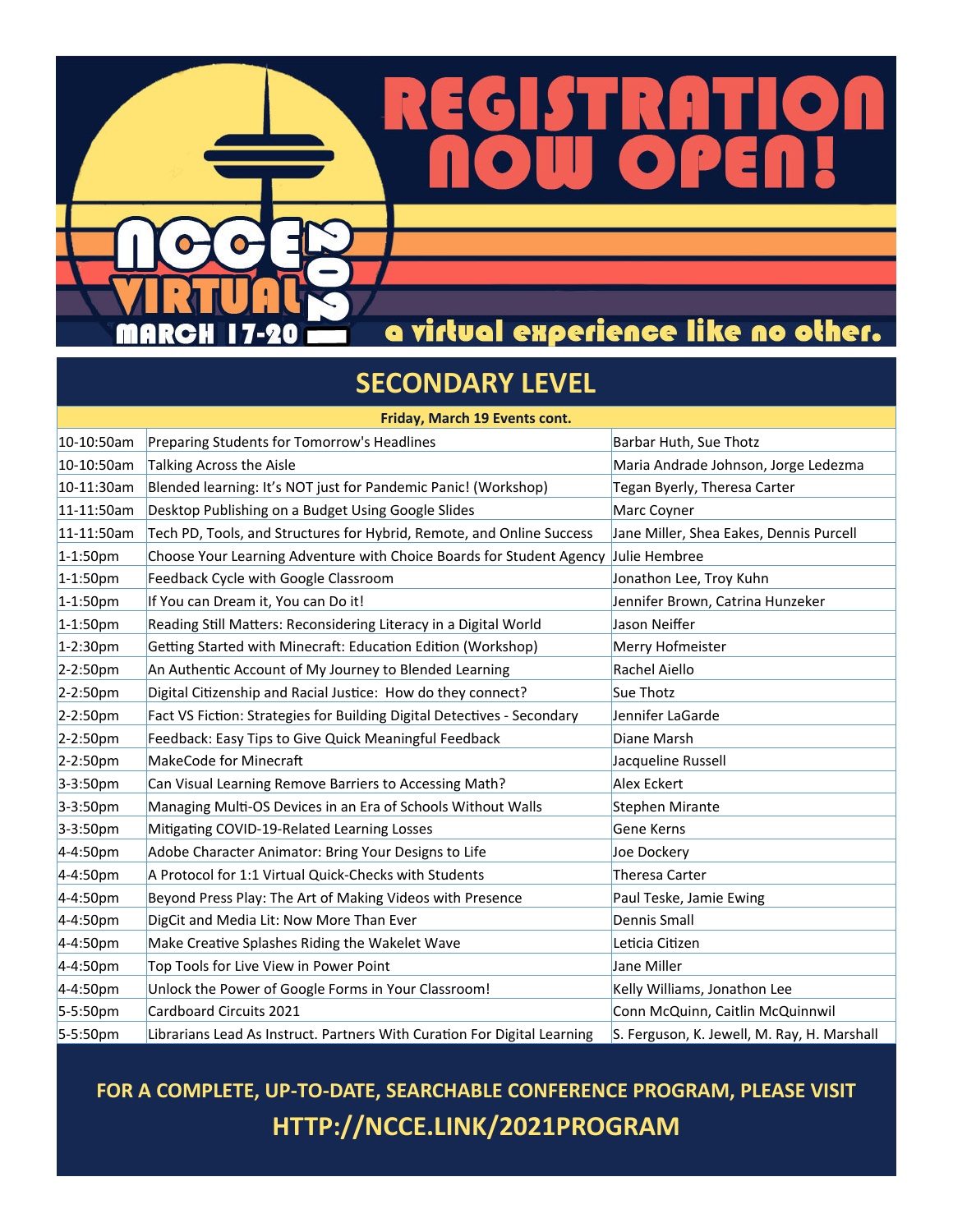# REGISTRATION NOW OPEN!

NCCE VIRTUAL 2021

MARCH 17-20

a virtual experience like no other.

## SECONDARY LEVEL

| Friday, March 19 Events cont. | | |
|---|---|---|
| 10-10:50am | Preparing Students for Tomorrow's Headlines | Barbar Huth, Sue Thotz |
| 10-10:50am | Talking Across the Aisle | Maria Andrade Johnson, Jorge Ledezma |
| 10-11:30am | Blended learning: It's NOT just for Pandemic Panic! (Workshop) | Tegan Byerly, Theresa Carter |
| 11-11:50am | Desktop Publishing on a Budget Using Google Slides | Marc Coyner |
| 11-11:50am | Tech PD, Tools, and Structures for Hybrid, Remote, and Online Success | Jane Miller, Shea Eakes, Dennis Purcell |
| 1-1:50pm | Choose Your Learning Adventure with Choice Boards for Student Agency | Julie Hembree |
| 1-1:50pm | Feedback Cycle with Google Classroom | Jonathon Lee, Troy Kuhn |
| 1-1:50pm | If You can Dream it, You can Do it! | Jennifer Brown, Catrina Hunzeker |
| 1-1:50pm | Reading Still Matters: Reconsidering Literacy in a Digital World | Jason Neiffer |
| 1-2:30pm | Getting Started with Minecraft: Education Edition (Workshop) | Merry Hofmeister |
| 2-2:50pm | An Authentic Account of My Journey to Blended Learning | Rachel Aiello |
| 2-2:50pm | Digital Citizenship and Racial Justice: How do they connect? | Sue Thotz |
| 2-2:50pm | Fact VS Fiction: Strategies for Building Digital Detectives - Secondary | Jennifer LaGarde |
| 2-2:50pm | Feedback: Easy Tips to Give Quick Meaningful Feedback | Diane Marsh |
| 2-2:50pm | MakeCode for Minecraft | Jacqueline Russell |
| 3-3:50pm | Can Visual Learning Remove Barriers to Accessing Math? | Alex Eckert |
| 3-3:50pm | Managing Multi-OS Devices in an Era of Schools Without Walls | Stephen Mirante |
| 3-3:50pm | Mitigating COVID-19-Related Learning Losses | Gene Kerns |
| 4-4:50pm | Adobe Character Animator: Bring Your Designs to Life | Joe Dockery |
| 4-4:50pm | A Protocol for 1:1 Virtual Quick-Checks with Students | Theresa Carter |
| 4-4:50pm | Beyond Press Play: The Art of Making Videos with Presence | Paul Teske, Jamie Ewing |
| 4-4:50pm | DigCit and Media Lit: Now More Than Ever | Dennis Small |
| 4-4:50pm | Make Creative Splashes Riding the Wakelet Wave | Leticia Citizen |
| 4-4:50pm | Top Tools for Live View in Power Point | Jane Miller |
| 4-4:50pm | Unlock the Power of Google Forms in Your Classroom! | Kelly Williams, Jonathon Lee |
| 5-5:50pm | Cardboard Circuits 2021 | Conn McQuinn, Caitlin McQuinnwil |
| 5-5:50pm | Librarians Lead As Instruct. Partners With Curation For Digital Learning | S. Ferguson, K. Jewell, M. Ray, H. Marshall |

**FOR A COMPLETE, UP-TO-DATE, SEARCHABLE CONFERENCE PROGRAM, PLEASE VISIT**

**HTTP://NCCE.LINK/2021PROGRAM**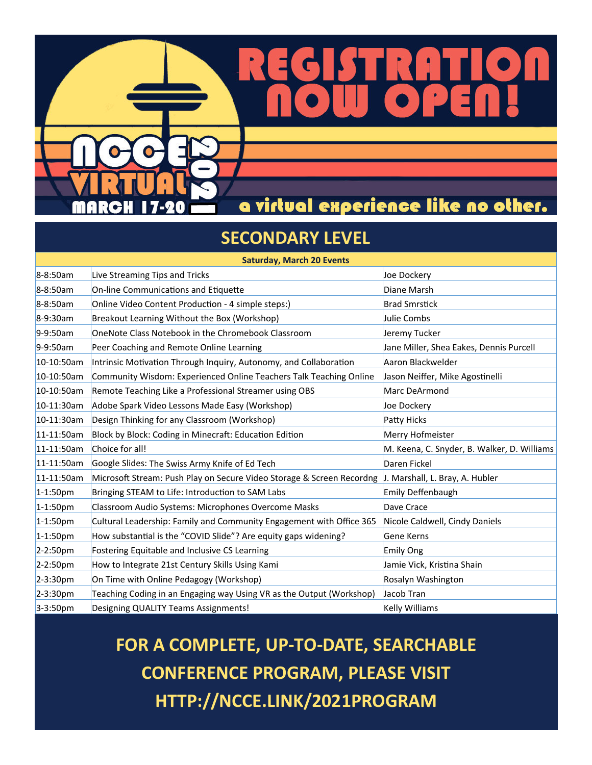# REGISTRATION NOW OPEN!

NCCE VIRTUAL 2021

MARCH 17-20

a virtual experience like no other.

## SECONDARY LEVEL

| Saturday, March 20 Events | | |
|---|---|---|
| 8-8:50am | Live Streaming Tips and Tricks | Joe Dockery |
| 8-8:50am | On-line Communications and Etiquette | Diane Marsh |
| 8-8:50am | Online Video Content Production - 4 simple steps:) | Brad Smrstick |
| 8-9:30am | Breakout Learning Without the Box (Workshop) | Julie Combs |
| 9-9:50am | OneNote Class Notebook in the Chromebook Classroom | Jeremy Tucker |
| 9-9:50am | Peer Coaching and Remote Online Learning | Jane Miller, Shea Eakes, Dennis Purcell |
| 10-10:50am | Intrinsic Motivation Through Inquiry, Autonomy, and Collaboration | Aaron Blackwelder |
| 10-10:50am | Community Wisdom: Experienced Online Teachers Talk Teaching Online | Jason Neiffer, Mike Agostinelli |
| 10-10:50am | Remote Teaching Like a Professional Streamer using OBS | Marc DeArmond |
| 10-11:30am | Adobe Spark Video Lessons Made Easy (Workshop) | Joe Dockery |
| 10-11:30am | Design Thinking for any Classroom (Workshop) | Patty Hicks |
| 11-11:50am | Block by Block: Coding in Minecraft: Education Edition | Merry Hofmeister |
| 11-11:50am | Choice for all! | M. Keena, C. Snyder, B. Walker, D. Williams |
| 11-11:50am | Google Slides: The Swiss Army Knife of Ed Tech | Daren Fickel |
| 11-11:50am | Microsoft Stream: Push Play on Secure Video Storage & Screen Recordng | J. Marshall, L. Bray, A. Hubler |
| 1-1:50pm | Bringing STEAM to Life: Introduction to SAM Labs | Emily Deffenbaugh |
| 1-1:50pm | Classroom Audio Systems: Microphones Overcome Masks | Dave Crace |
| 1-1:50pm | Cultural Leadership: Family and Community Engagement with Office 365 | Nicole Caldwell, Cindy Daniels |
| 1-1:50pm | How substantial is the "COVID Slide"? Are equity gaps widening? | Gene Kerns |
| 2-2:50pm | Fostering Equitable and Inclusive CS Learning | Emily Ong |
| 2-2:50pm | How to Integrate 21st Century Skills Using Kami | Jamie Vick, Kristina Shain |
| 2-3:30pm | On Time with Online Pedagogy (Workshop) | Rosalyn Washington |
| 2-3:30pm | Teaching Coding in an Engaging way Using VR as the Output (Workshop) | Jacob Tran |
| 3-3:50pm | Designing QUALITY Teams Assignments! | Kelly Williams |

**FOR A COMPLETE, UP-TO-DATE, SEARCHABLE CONFERENCE PROGRAM, PLEASE VISIT HTTP://NCCE.LINK/2021PROGRAM**